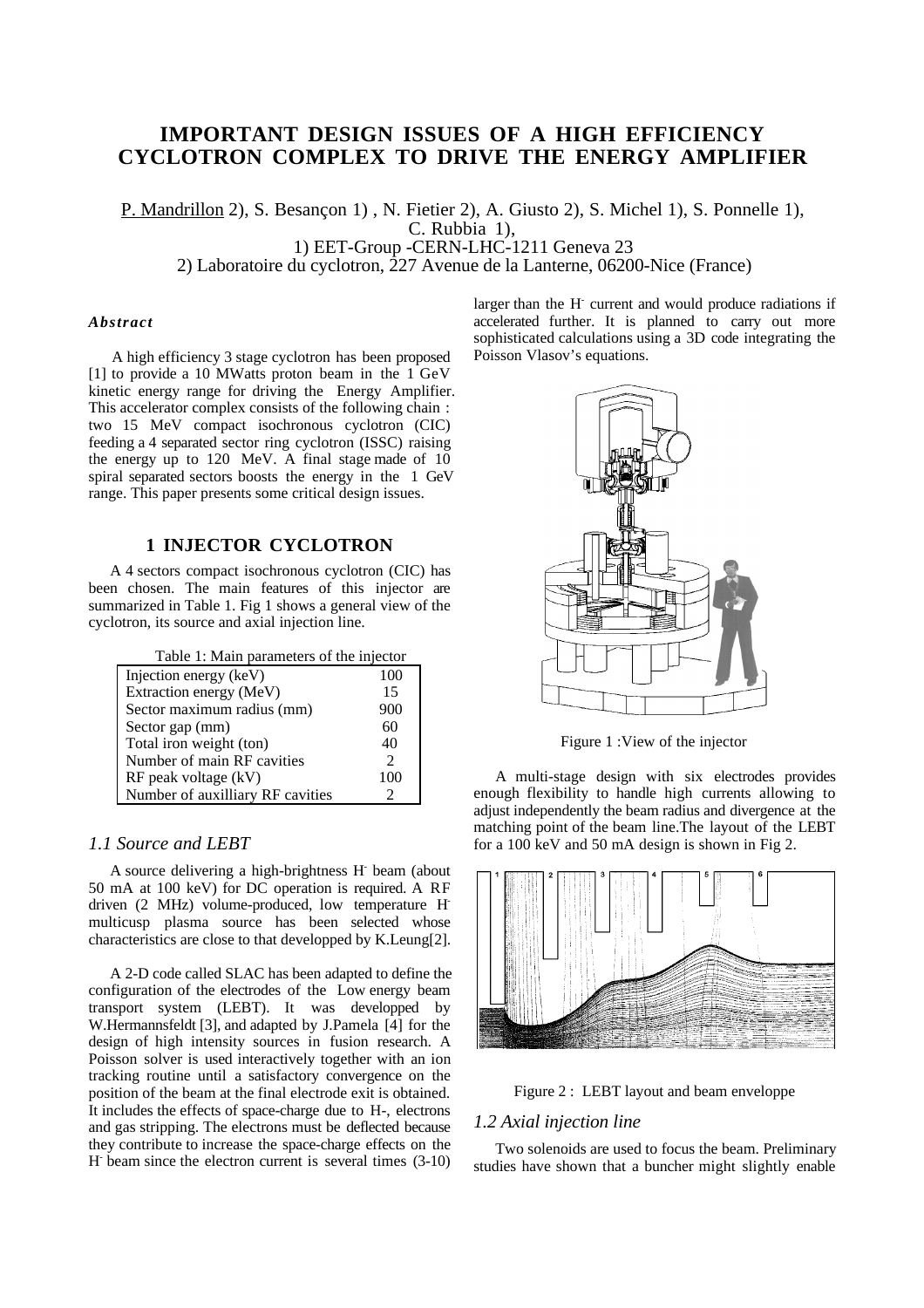# IMPORTANT DESIGN ISSUES OF A HIGH EFFICIENCY CYCLOTRON COMPLEX TO DRIVE THE ENERGY AMPLIFIER

P. Mandrillon 2), S. Besançon 1) , N. Fietier 2), A. Giusto 2), S. Michel 1), S. Ponnelle 1), C. Rubbia 1),

1) EET-Group -CERN-LHC-1211 Geneva 23

2) Laboratoire du cyclotron, 227 Avenue de la Lanterne, 06200-Nice (France)

### *Abstract*

A high efficiency 3 stage cyclotron has been proposed [1] to provide a 10 MWatts proton beam in the 1 GeV kinetic energy range for driving the Energy Amplifier. This accelerator complex consists of the following chain : two 15 MeV compact isochronous cyclotron (CIC) feeding a 4 separated sector ring cyclotron (ISSC) raising the energy up to 120 MeV. A final stage made of 10 spiral separated sectors boosts the energy in the 1 GeV range. This paper presents some critical design issues.

## 1 INJECTOR CYCLOTRON

A 4 sectors compact isochronous cyclotron (CIC) has been chosen. The main features of this injector are summarized in Table 1. Fig 1 shows a general view of the cyclotron, its source and axial injection line.

Table 1: Main parameters of the injector

| Parameter | Value |
|---|---|
| Injection energy (keV) | 100 |
| Extraction energy (MeV) | 15 |
| Sector maximum radius (mm) | 900 |
| Sector gap (mm) | 60 |
| Total iron weight (ton) | 40 |
| Number of main RF cavities | 2 |
| RF peak voltage (kV) | 100 |
| Number of auxilliary RF cavities | 2 |

### *1.1 Source and LEBT*

A source delivering a high-brightness $H^-$ beam (about 50 mA at 100 keV) for DC operation is required. A RF driven (2 MHz) volume-produced, low temperature $H^-$ multicusp plasma source has been selected whose characteristics are close to that developped by K.Leung[2].

A 2-D code called SLAC has been adapted to define the configuration of the electrodes of the Low energy beam transport system (LEBT). It was developped by W.Hermannsfeldt [3], and adapted by J.Pamela [4] for the design of high intensity sources in fusion research. A Poisson solver is used interactively together with an ion tracking routine until a satisfactory convergence on the position of the beam at the final electrode exit is obtained. It includes the effects of space-charge due to H-, electrons and gas stripping. The electrons must be deflected because they contribute to increase the space-charge effects on the $H^-$ beam since the electron current is several times (3-10) larger than the $H^-$ current and would produce radiations if accelerated further. It is planned to carry out more sophisticated calculations using a 3D code integrating the Poisson Vlasov's equations.

Figure 1 :View of the injector

A multi-stage design with six electrodes provides enough flexibility to handle high currents allowing to adjust independently the beam radius and divergence at the matching point of the beam line.The layout of the LEBT for a 100 keV and 50 mA design is shown in Fig 2.

Figure 2 : LEBT layout and beam enveloppe

### *1.2 Axial injection line*

Two solenoids are used to focus the beam. Preliminary studies have shown that a buncher might slightly enable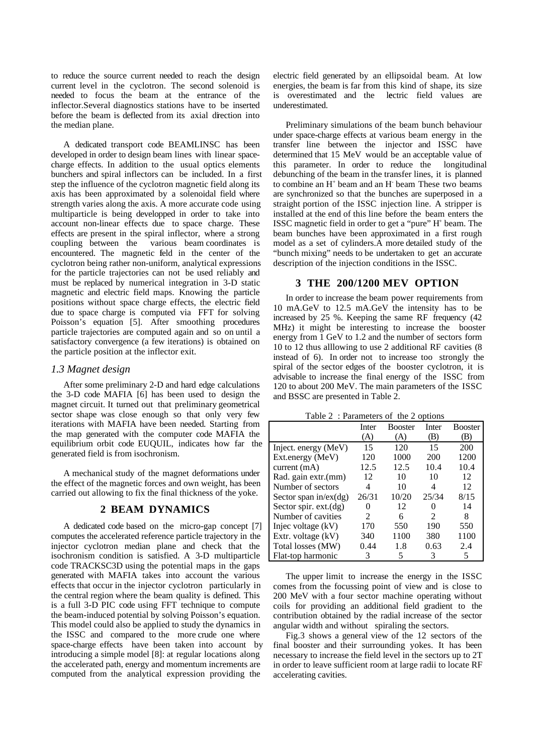to reduce the source current needed to reach the design current level in the cyclotron. The second solenoid is needed to focus the beam at the entrance of the inflector.Several diagnostics stations have to be inserted before the beam is deflected from its axial direction into the median plane.

A dedicated transport code BEAMLINSC has been developed in order to design beam lines with linear space-charge effects. In addition to the usual optics elements bunchers and spiral inflectors can be included. In a first step the influence of the cyclotron magnetic field along its axis has been approximated by a solenoidal field where strength varies along the axis. A more accurate code using multiparticle is being developped in order to take into account non-linear effects due to space charge. These effects are present in the spiral inflector, where a strong coupling between the various beam coordinates is encountered. The magnetic feld in the center of the cyclotron being rather non-uniform, analytical expressions for the particle trajectories can not be used reliably and must be replaced by numerical integration in 3-D static magnetic and electric field maps. Knowing the particle positions without space charge effects, the electric field due to space charge is computed via FFT for solving Poisson's equation [5]. After smoothing procedures particle trajectories are computed again and so on until a satisfactory convergence (a few iterations) is obtained on the particle position at the inflector exit.

### *1.3 Magnet design*

After some preliminary 2-D and hard edge calculations the 3-D code MAFIA [6] has been used to design the magnet circuit. It turned out that preliminary geometrical sector shape was close enough so that only very few iterations with MAFIA have been needed. Starting from the map generated with the computer code MAFIA the equilibrium orbit code EUQUIL, indicates how far the generated field is from isochronism.

A mechanical study of the magnet deformations under the effect of the magnetic forces and own weight, has been carried out allowing to fix the final thickness of the yoke.

## 2 BEAM DYNAMICS

A dedicated code based on the micro-gap concept [7] computes the accelerated reference particle trajectory in the injector cyclotron median plane and check that the isochronism condition is satisfied. A 3-D multiparticle code TRACKSC3D using the potential maps in the gaps generated with MAFIA takes into account the various effects that occur in the injector cyclotron particularly in the central region where the beam quality is defined. This is a full 3-D PIC code using FFT technique to compute the beam-induced potential by solving Poisson's equation. This model could also be applied to study the dynamics in the ISSC and compared to the more crude one where space-charge effects have been taken into account by introducing a simple model [8]: at regular locations along the accelerated path, energy and momentum increments are computed from the analytical expression providing the electric field generated by an ellipsoidal beam. At low energies, the beam is far from this kind of shape, its size is overestimated and the lectric field values are underestimated.

Preliminary simulations of the beam bunch behaviour under space-charge effects at various beam energy in the transfer line between the injector and ISSC have determined that 15 MeV would be an acceptable value of this parameter. In order to reduce the longitudinal debunching of the beam in the transfer lines, it is planned to combine an $H^+$ beam and an $H^-$ beam These two beams are synchronized so that the bunches are superposed in a straight portion of the ISSC injection line. A stripper is installed at the end of this line before the beam enters the ISSC magnetic field in order to get a "pure" $H^+$ beam. The beam bunches have been approximated in a first rough model as a set of cylinders.A more detailed study of the "bunch mixing" needs to be undertaken to get an accurate description of the injection conditions in the ISSC.

## 3 THE 200/1200 MEV OPTION

In order to increase the beam power requirements from 10 mA.GeV to 12.5 mA.GeV the intensity has to be increased by 25 %. Keeping the same RF frequency (42 MHz) it might be interesting to increase the booster energy from 1 GeV to 1.2 and the number of sectors form 10 to 12 thus alllowing to use 2 additional RF cavities (8 instead of 6). In order not to increase too strongly the spiral of the sector edges of the booster cyclotron, it is advisable to increase the final energy of the ISSC from 120 to about 200 MeV. The main parameters of the ISSC and BSSC are presented in Table 2.

Table 2 : Parameters of the 2 options

| | Inter (A) | Booster (A) | Inter (B) | Booster (B) |
|---|---|---|---|---|
| Inject. energy (MeV) | 15 | 120 | 15 | 200 |
| Ext.energy (MeV) | 120 | 1000 | 200 | 1200 |
| current (mA) | 12.5 | 12.5 | 10.4 | 10.4 |
| Rad. gain extr.(mm) | 12 | 10 | 10 | 12 |
| Number of sectors | 4 | 10 | 4 | 12 |
| Sector span in/ex(dg) | 26/31 | 10/20 | 25/34 | 8/15 |
| Sector spir. ext.(dg) | 0 | 12 | 0 | 14 |
| Number of cavities | 2 | 6 | 2 | 8 |
| Injec voltage (kV) | 170 | 550 | 190 | 550 |
| Extr. voltage (kV) | 340 | 1100 | 380 | 1100 |
| Total losses (MW) | 0.44 | 1.8 | 0.63 | 2.4 |
| Flat-top harmonic | 3 | 5 | 3 | 5 |

The upper limit to increase the energy in the ISSC comes from the focussing point of view and is close to 200 MeV with a four sector machine operating without coils for providing an additional field gradient to the contribution obtained by the radial increase of the sector angular width and without spiraling the sectors.

Fig.3 shows a general view of the 12 sectors of the final booster and their surrounding yokes. It has been necessary to increase the field level in the sectors up to 2T in order to leave sufficient room at large radii to locate RF accelerating cavities.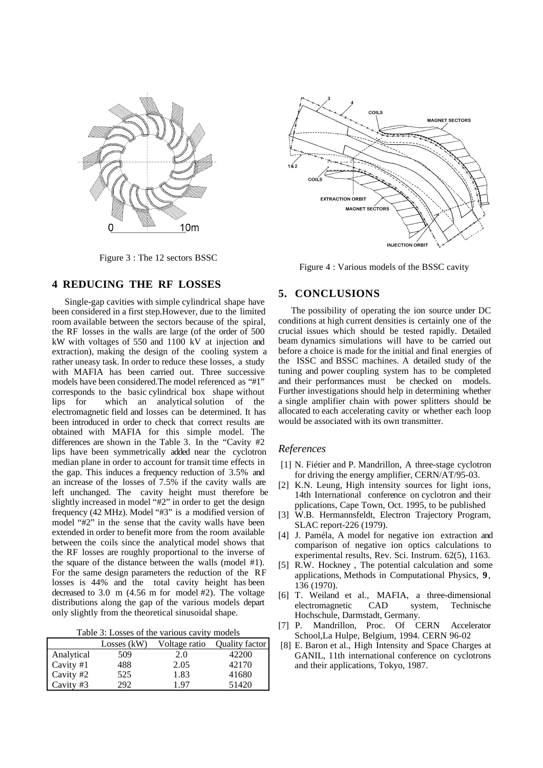0

10m

Figure 3 : The 12 sectors BSSC

3

4

COILS

MAGNET SECTORS

1&2

COILS

EXTRACTION ORBIT

MAGNET SECTORS

INJECTION ORBIT

Figure 4 : Various models of the BSSC cavity

## 4 REDUCING THE RF LOSSES

Single-gap cavities with simple cylindrical shape have been considered in a first step.However, due to the limited room available between the sectors because of the spiral, the RF losses in the walls are large (of the order of 500 kW with voltages of 550 and 1100 kV at injection and extraction), making the design of the cooling system a rather uneasy task. In order to reduce these losses, a study with MAFIA has been carried out. Three successive models have been considered.The model referenced as "#1" corresponds to the basic cylindrical box shape without lips for which an analytical solution of the electromagnetic field and losses can be determined. It has been introduced in order to check that correct results are obtained with MAFIA for this simple model. The differences are shown in the Table 3. In the "Cavity #2 lips have been symmetrically added near the cyclotron median plane in order to account for transit time effects in the gap. This induces a frequency reduction of 3.5% and an increase of the losses of 7.5% if the cavity walls are left unchanged. The cavity height must therefore be slightly increased in model "#2" in order to get the design frequency (42 MHz). Model "#3" is a modified version of model "#2" in the sense that the cavity walls have been extended in order to benefit more from the room available between the coils since the analytical model shows that the RF losses are roughly proportional to the inverse of the square of the distance between the walls (model #1). For the same design parameters the reduction of the RF losses is 44% and the total cavity height has been decreased to 3.0 m (4.56 m for model #2). The voltage distributions along the gap of the various models depart only slightly from the theoretical sinusoidal shape.

Table 3: Losses of the various cavity models

| | Losses (kW) | Voltage ratio | Quality factor |
|---|---|---|---|
| Analytical | 509 | 2.0 | 42200 |
| Cavity #1 | 488 | 2.05 | 42170 |
| Cavity #2 | 525 | 1.83 | 41680 |
| Cavity #3 | 292 | 1.97 | 51420 |

## 5. CONCLUSIONS

The possibility of operating the ion source under DC conditions at high current densities is certainly one of the crucial issues which should be tested rapidly. Detailed beam dynamics simulations will have to be carried out before a choice is made for the initial and final energies of the ISSC and BSSC machines. A detailed study of the tuning and power coupling system has to be completed and their performances must be checked on models. Further investigations should help in determining whether a single amplifier chain with power splitters should be allocated to each accelerating cavity or whether each loop would be associated with its own transmitter.

### *References*

[1] N. Fiétier and P. Mandrillon, A three-stage cyclotron for driving the energy amplifier, CERN/AT/95-03.

[2] K.N. Leung, High intensity sources for light ions, 14th International conference on cyclotron and their pplications, Cape Town, Oct. 1995, to be published

[3] W.B. Hermannsfeldt, Electron Trajectory Program, SLAC report-226 (1979).

[4] J. Paméla, A model for negative ion extraction and comparison of negative ion optics calculations to experimental results, Rev. Sci. Instrum. 62(5), 1163.

[5] R.W. Hockney , The potential calculation and some applications, Methods in Computational Physics, **9**, 136 (1970).

[6] T. Weiland et al., MAFIA, a three-dimensional electromagnetic CAD system, Technische Hochschule, Darmstadt, Germany.

[7] P. Mandrillon, Proc. Of CERN Accelerator School,La Hulpe, Belgium, 1994. CERN 96-02

[8] E. Baron et al., High Intensity and Space Charges at GANIL, 11th international conference on cyclotrons and their applications, Tokyo, 1987.